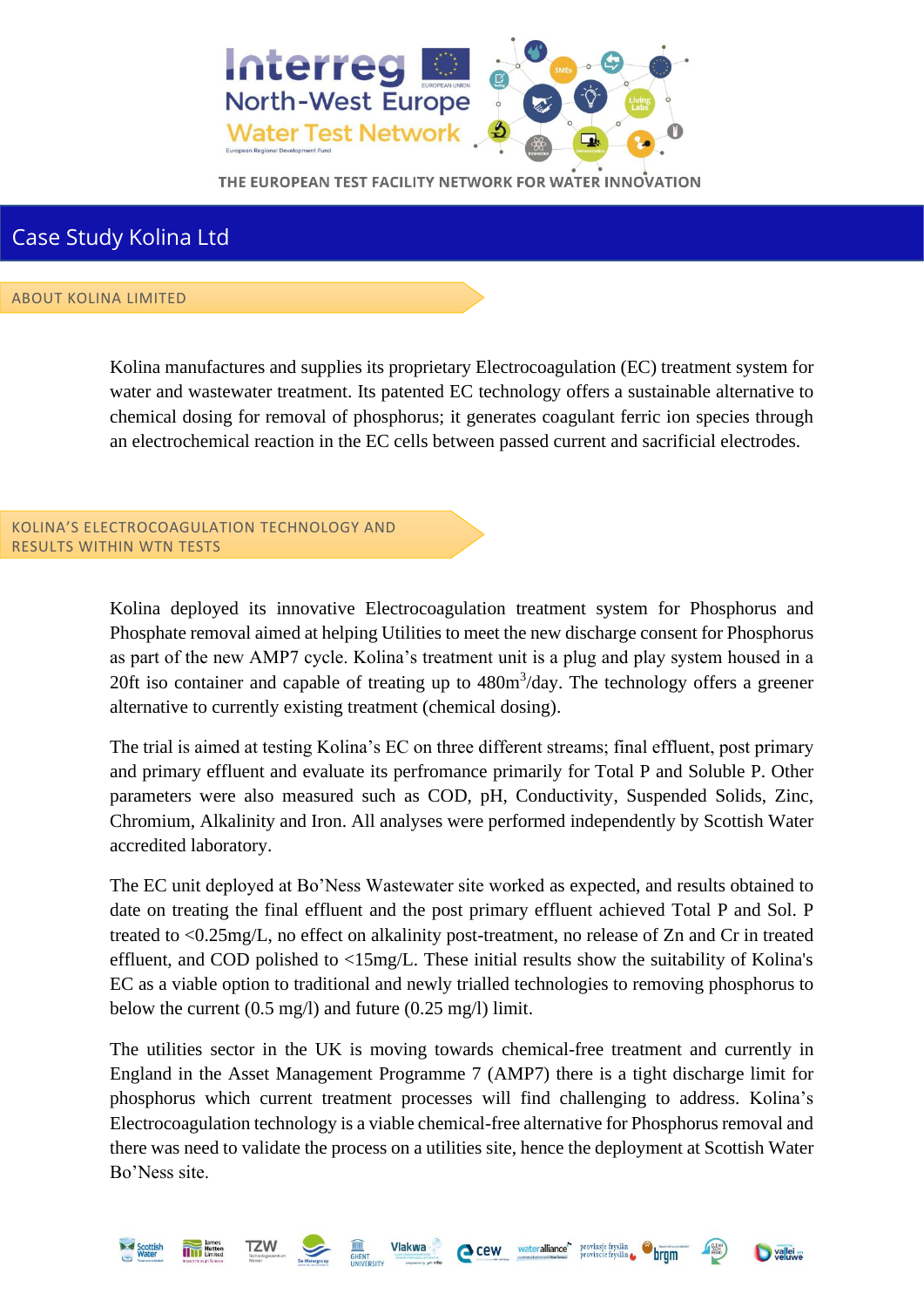THE EUROPEAN TEST FACILITY NETWORK FOR WATER INNOVATION

# Case Study Kolina Ltd

## ABOUT KOLINA LIMITED

Kolina manufactures and supplies its proprietary Electrocoagulation (EC) treatment system for water and wastewater treatment. Its patented EC technology offers a sustainable alternative to chemical dosing for removal of phosphorus; it generates coagulant ferric ion species through an electrochemical reaction in the EC cells between passed current and sacrificial electrodes.

## KOLINA'S ELECTROCOAGULATION TECHNOLOGY AND RESULTS WITHIN WTN TESTS

Kolina deployed its innovative Electrocoagulation treatment system for Phosphorus and Phosphate removal aimed at helping Utilities to meet the new discharge consent for Phosphorus as part of the new AMP7 cycle. Kolina's treatment unit is a plug and play system housed in a 20ft iso container and capable of treating up to 480m$^3$/day. The technology offers a greener alternative to currently existing treatment (chemical dosing).

The trial is aimed at testing Kolina's EC on three different streams; final effluent, post primary and primary effluent and evaluate its perfromance primarily for Total P and Soluble P. Other parameters were also measured such as COD, pH, Conductivity, Suspended Solids, Zinc, Chromium, Alkalinity and Iron. All analyses were performed independently by Scottish Water accredited laboratory.

The EC unit deployed at Bo'Ness Wastewater site worked as expected, and results obtained to date on treating the final effluent and the post primary effluent achieved Total P and Sol. P treated to <0.25mg/L, no effect on alkalinity post-treatment, no release of Zn and Cr in treated effluent, and COD polished to <15mg/L. These initial results show the suitability of Kolina's EC as a viable option to traditional and newly trialled technologies to removing phosphorus to below the current (0.5 mg/l) and future (0.25 mg/l) limit.

The utilities sector in the UK is moving towards chemical-free treatment and currently in England in the Asset Management Programme 7 (AMP7) there is a tight discharge limit for phosphorus which current treatment processes will find challenging to address. Kolina's Electrocoagulation technology is a viable chemical-free alternative for Phosphorus removal and there was need to validate the process on a utilities site, hence the deployment at Scottish Water Bo'Ness site.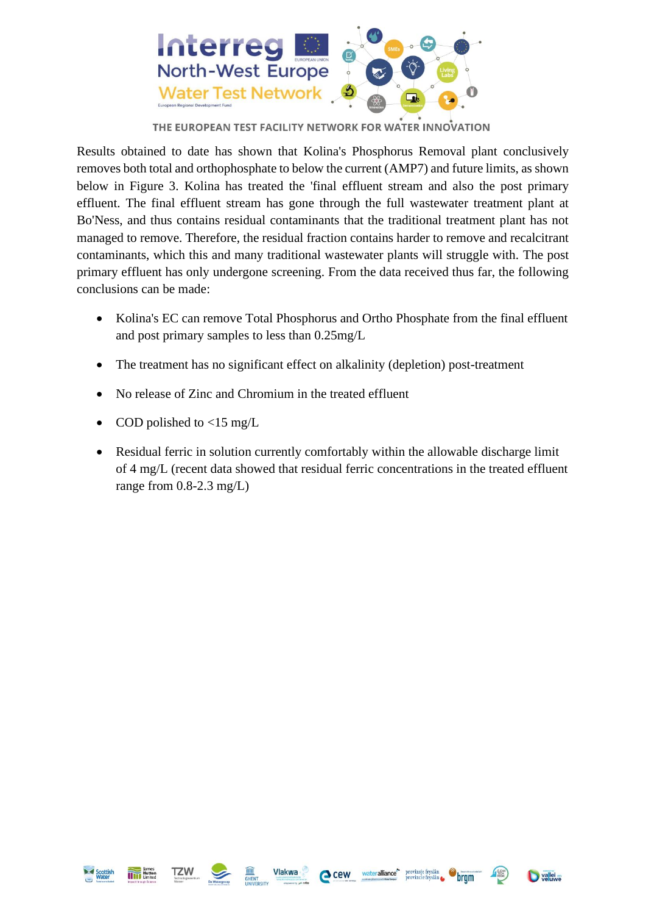Results obtained to date has shown that Kolina's Phosphorus Removal plant conclusively removes both total and orthophosphate to below the current (AMP7) and future limits, as shown below in Figure 3. Kolina has treated the 'final effluent stream and also the post primary effluent. The final effluent stream has gone through the full wastewater treatment plant at Bo'Ness, and thus contains residual contaminants that the traditional treatment plant has not managed to remove. Therefore, the residual fraction contains harder to remove and recalcitrant contaminants, which this and many traditional wastewater plants will struggle with. The post primary effluent has only undergone screening. From the data received thus far, the following conclusions can be made:

- Kolina's EC can remove Total Phosphorus and Ortho Phosphate from the final effluent and post primary samples to less than 0.25mg/L
- The treatment has no significant effect on alkalinity (depletion) post-treatment
- No release of Zinc and Chromium in the treated effluent
- COD polished to <15 mg/L
- Residual ferric in solution currently comfortably within the allowable discharge limit of 4 mg/L (recent data showed that residual ferric concentrations in the treated effluent range from 0.8-2.3 mg/L)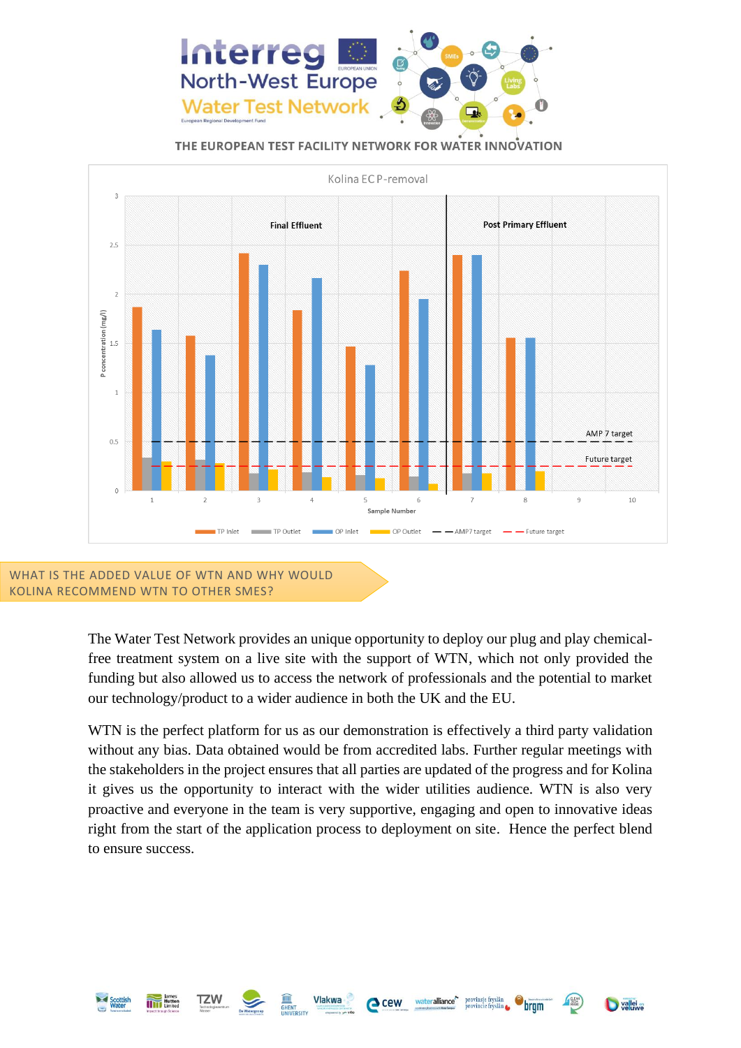THE EUROPEAN TEST FACILITY NETWORK FOR WATER INNOVATION

Kolina EC P-removal

## WHAT IS THE ADDED VALUE OF WTN AND WHY WOULD KOLINA RECOMMEND WTN TO OTHER SMES?

The Water Test Network provides an unique opportunity to deploy our plug and play chemical-free treatment system on a live site with the support of WTN, which not only provided the funding but also allowed us to access the network of professionals and the potential to market our technology/product to a wider audience in both the UK and the EU.

WTN is the perfect platform for us as our demonstration is effectively a third party validation without any bias. Data obtained would be from accredited labs. Further regular meetings with the stakeholders in the project ensures that all parties are updated of the progress and for Kolina it gives us the opportunity to interact with the wider utilities audience. WTN is also very proactive and everyone in the team is very supportive, engaging and open to innovative ideas right from the start of the application process to deployment on site. Hence the perfect blend to ensure success.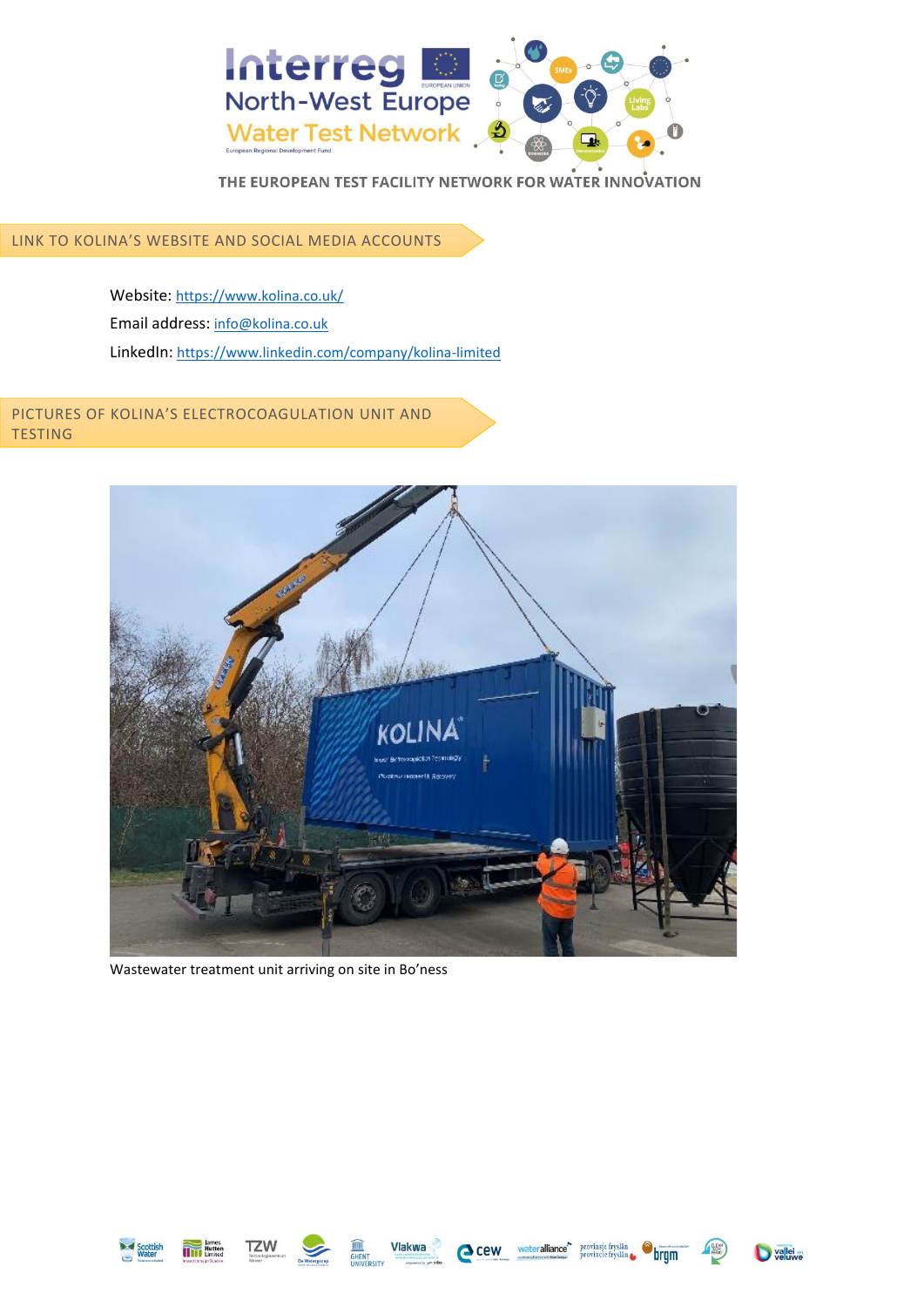## LINK TO KOLINA'S WEBSITE AND SOCIAL MEDIA ACCOUNTS

Website: https://www.kolina.co.uk/

Email address: info@kolina.co.uk

LinkedIn: https://www.linkedin.com/company/kolina-limited

## PICTURES OF KOLINA'S ELECTROCOAGULATION UNIT AND TESTING

Wastewater treatment unit arriving on site in Bo'ness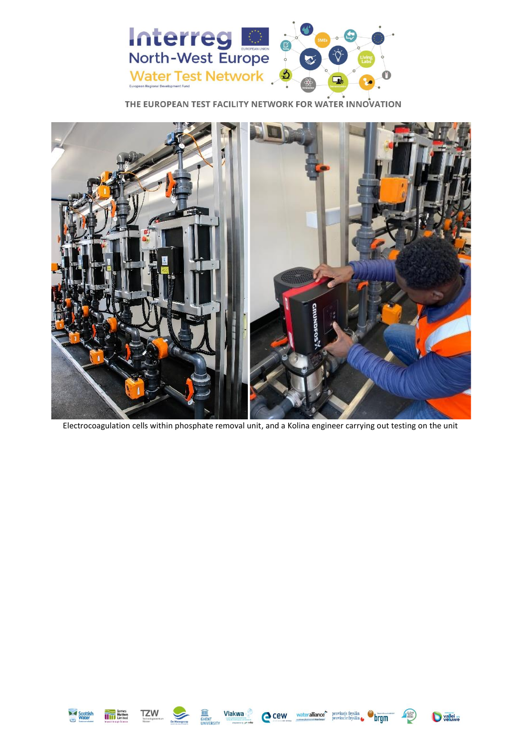Electrocoagulation cells within phosphate removal unit, and a Kolina engineer carrying out testing on the unit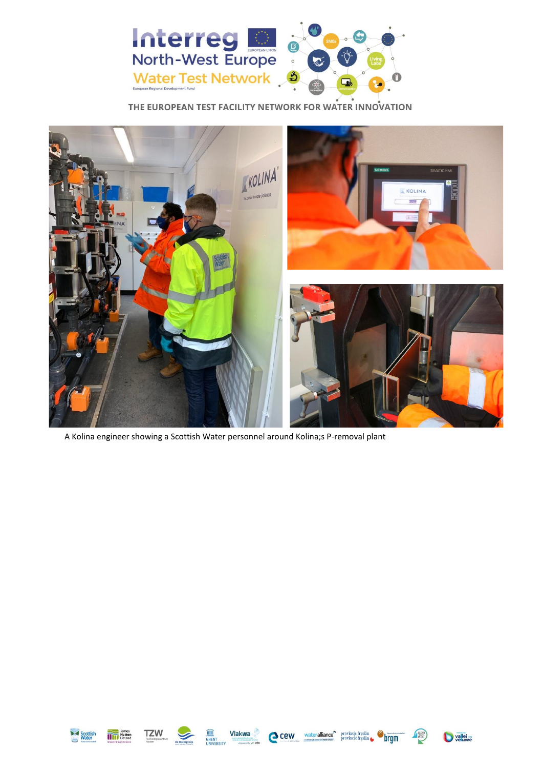A Kolina engineer showing a Scottish Water personnel around Kolina;s P-removal plant